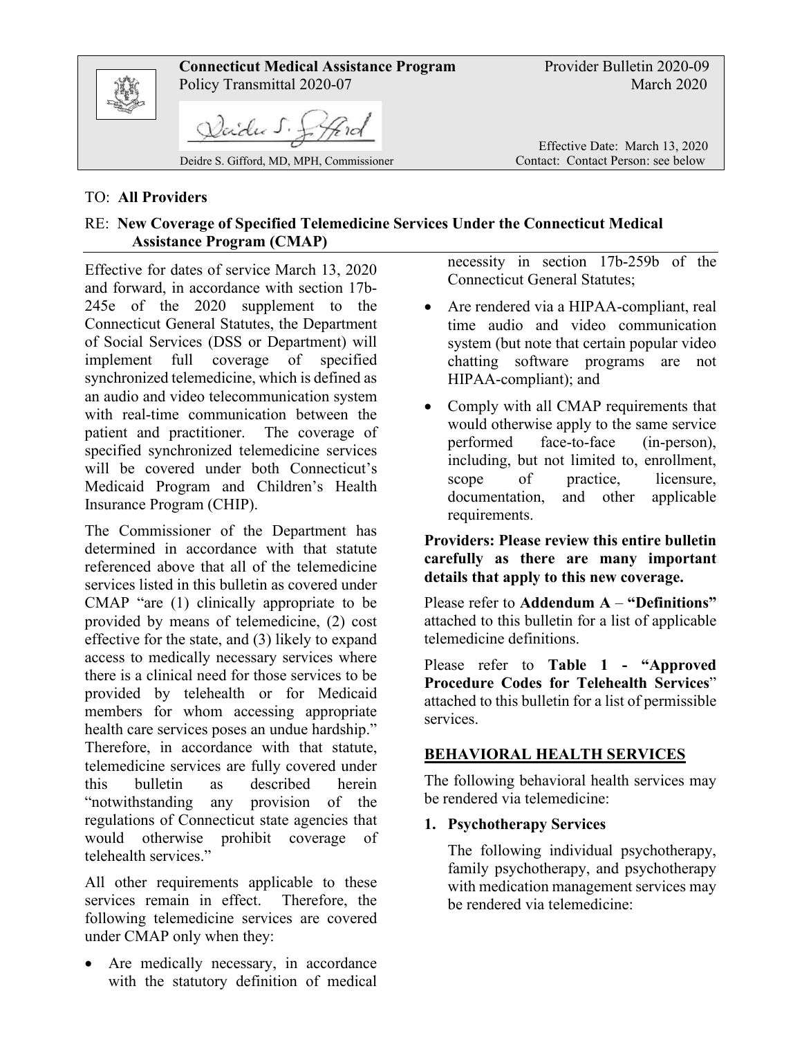**Connecticut Medical Assistance Program**
Policy Transmittal 2020-07

Provider Bulletin 2020-09
March 2020

Deidre S. Gifford, MD, MPH, Commissioner

Effective Date: March 13, 2020
Contact: Contact Person: see below

TO: **All Providers**

RE: **New Coverage of Specified Telemedicine Services Under the Connecticut Medical Assistance Program (CMAP)**

Effective for dates of service March 13, 2020 and forward, in accordance with section 17b-245e of the 2020 supplement to the Connecticut General Statutes, the Department of Social Services (DSS or Department) will implement full coverage of specified synchronized telemedicine, which is defined as an audio and video telecommunication system with real-time communication between the patient and practitioner. The coverage of specified synchronized telemedicine services will be covered under both Connecticut's Medicaid Program and Children's Health Insurance Program (CHIP).

The Commissioner of the Department has determined in accordance with that statute referenced above that all of the telemedicine services listed in this bulletin as covered under CMAP "are (1) clinically appropriate to be provided by means of telemedicine, (2) cost effective for the state, and (3) likely to expand access to medically necessary services where there is a clinical need for those services to be provided by telehealth or for Medicaid members for whom accessing appropriate health care services poses an undue hardship." Therefore, in accordance with that statute, telemedicine services are fully covered under this bulletin as described herein "notwithstanding any provision of the regulations of Connecticut state agencies that would otherwise prohibit coverage of telehealth services."

All other requirements applicable to these services remain in effect. Therefore, the following telemedicine services are covered under CMAP only when they:

- Are medically necessary, in accordance with the statutory definition of medical necessity in section 17b-259b of the Connecticut General Statutes;
- Are rendered via a HIPAA-compliant, real time audio and video communication system (but note that certain popular video chatting software programs are not HIPAA-compliant); and
- Comply with all CMAP requirements that would otherwise apply to the same service performed face-to-face (in-person), including, but not limited to, enrollment, scope of practice, licensure, documentation, and other applicable requirements.

**Providers: Please review this entire bulletin carefully as there are many important details that apply to this new coverage.**

Please refer to **Addendum A** – **"Definitions"** attached to this bulletin for a list of applicable telemedicine definitions.

Please refer to **Table 1 - "Approved Procedure Codes for Telehealth Services**" attached to this bulletin for a list of permissible services.

## BEHAVIORAL HEALTH SERVICES

The following behavioral health services may be rendered via telemedicine:

**1. Psychotherapy Services**

The following individual psychotherapy, family psychotherapy, and psychotherapy with medication management services may be rendered via telemedicine: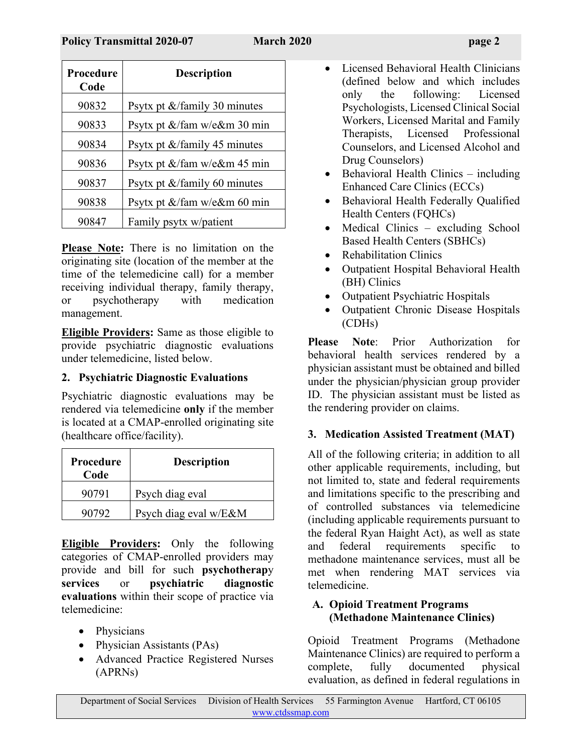| Procedure Code | Description |
|---|---|
| 90832 | Psytx pt &/family 30 minutes |
| 90833 | Psytx pt &/fam w/e&m 30 min |
| 90834 | Psytx pt &/family 45 minutes |
| 90836 | Psytx pt &/fam w/e&m 45 min |
| 90837 | Psytx pt &/family 60 minutes |
| 90838 | Psytx pt &/fam w/e&m 60 min |
| 90847 | Family psytx w/patient |

**Please Note:** There is no limitation on the originating site (location of the member at the time of the telemedicine call) for a member receiving individual therapy, family therapy, or psychotherapy with medication management.

**Eligible Providers:** Same as those eligible to provide psychiatric diagnostic evaluations under telemedicine, listed below.

### 2. Psychiatric Diagnostic Evaluations

Psychiatric diagnostic evaluations may be rendered via telemedicine **only** if the member is located at a CMAP-enrolled originating site (healthcare office/facility).

| Procedure Code | Description |
|---|---|
| 90791 | Psych diag eval |
| 90792 | Psych diag eval w/E&M |

**Eligible Providers:** Only the following categories of CMAP-enrolled providers may provide and bill for such **psychotherapy services** or **psychiatric diagnostic evaluations** within their scope of practice via telemedicine:

- Physicians
- Physician Assistants (PAs)
- Advanced Practice Registered Nurses (APRNs)
- Licensed Behavioral Health Clinicians (defined below and which includes only the following: Licensed Psychologists, Licensed Clinical Social Workers, Licensed Marital and Family Therapists, Licensed Professional Counselors, and Licensed Alcohol and Drug Counselors)
- Behavioral Health Clinics – including Enhanced Care Clinics (ECCs)
- Behavioral Health Federally Qualified Health Centers (FQHCs)
- Medical Clinics – excluding School Based Health Centers (SBHCs)
- Rehabilitation Clinics
- Outpatient Hospital Behavioral Health (BH) Clinics
- Outpatient Psychiatric Hospitals
- Outpatient Chronic Disease Hospitals (CDHs)

**Please Note**: Prior Authorization for behavioral health services rendered by a physician assistant must be obtained and billed under the physician/physician group provider ID. The physician assistant must be listed as the rendering provider on claims.

### 3. Medication Assisted Treatment (MAT)

All of the following criteria; in addition to all other applicable requirements, including, but not limited to, state and federal requirements and limitations specific to the prescribing and of controlled substances via telemedicine (including applicable requirements pursuant to the federal Ryan Haight Act), as well as state and federal requirements specific to methadone maintenance services, must all be met when rendering MAT services via telemedicine.

#### A. Opioid Treatment Programs (Methadone Maintenance Clinics)

Opioid Treatment Programs (Methadone Maintenance Clinics) are required to perform a complete, fully documented physical evaluation, as defined in federal regulations in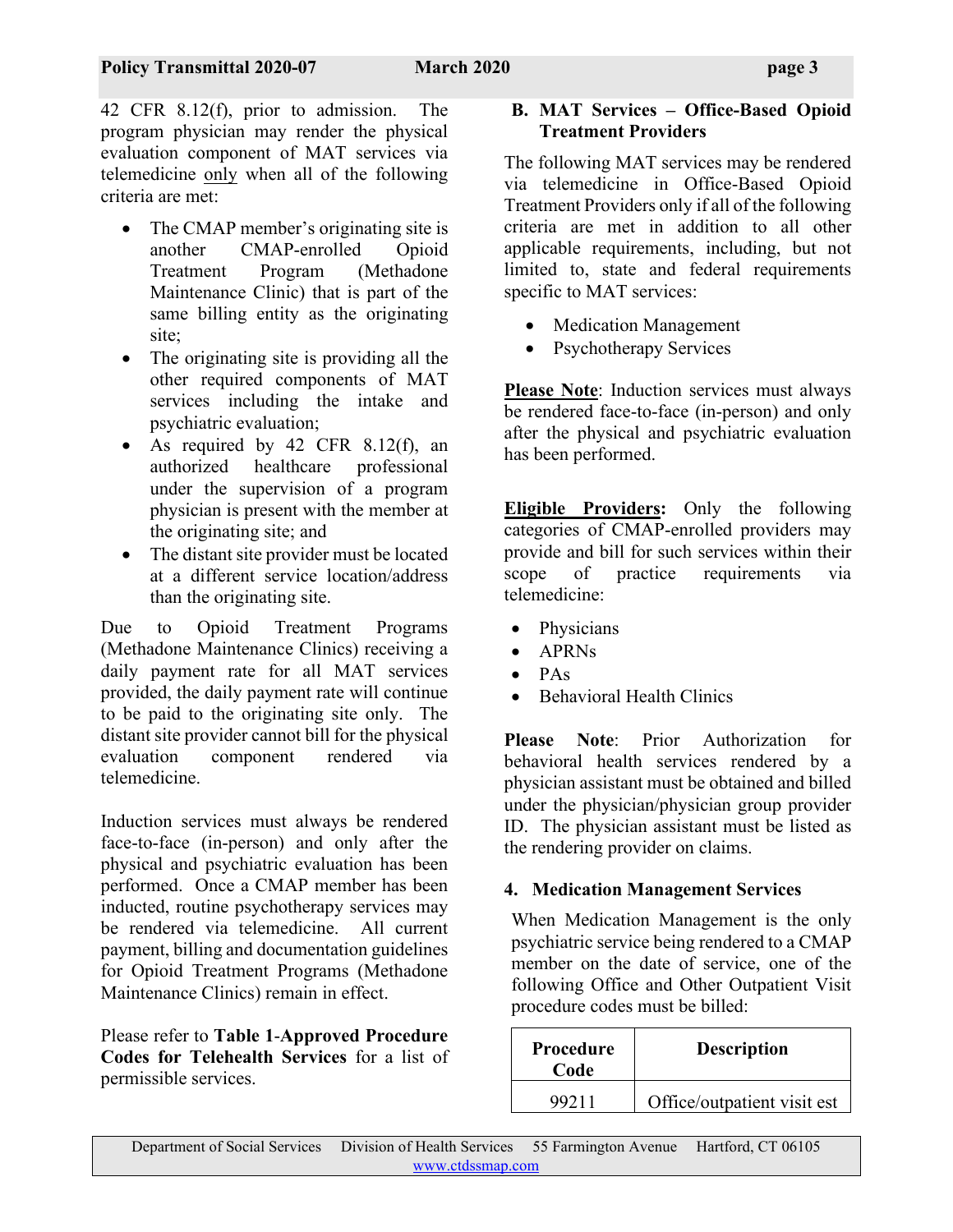42 CFR 8.12(f), prior to admission. The program physician may render the physical evaluation component of MAT services via telemedicine only when all of the following criteria are met:

- The CMAP member's originating site is another CMAP-enrolled Opioid Treatment Program (Methadone Maintenance Clinic) that is part of the same billing entity as the originating site;
- The originating site is providing all the other required components of MAT services including the intake and psychiatric evaluation;
- As required by 42 CFR 8.12(f), an authorized healthcare professional under the supervision of a program physician is present with the member at the originating site; and
- The distant site provider must be located at a different service location/address than the originating site.

Due to Opioid Treatment Programs (Methadone Maintenance Clinics) receiving a daily payment rate for all MAT services provided, the daily payment rate will continue to be paid to the originating site only. The distant site provider cannot bill for the physical evaluation component rendered via telemedicine.

Induction services must always be rendered face-to-face (in-person) and only after the physical and psychiatric evaluation has been performed. Once a CMAP member has been inducted, routine psychotherapy services may be rendered via telemedicine. All current payment, billing and documentation guidelines for Opioid Treatment Programs (Methadone Maintenance Clinics) remain in effect.

Please refer to **Table 1-Approved Procedure Codes for Telehealth Services** for a list of permissible services.

**B. MAT Services – Office-Based Opioid Treatment Providers**

The following MAT services may be rendered via telemedicine in Office-Based Opioid Treatment Providers only if all of the following criteria are met in addition to all other applicable requirements, including, but not limited to, state and federal requirements specific to MAT services:

- Medication Management
- Psychotherapy Services

**Please Note**: Induction services must always be rendered face-to-face (in-person) and only after the physical and psychiatric evaluation has been performed.

**Eligible Providers:** Only the following categories of CMAP-enrolled providers may provide and bill for such services within their scope of practice requirements via telemedicine:

- Physicians
- APRNs
- PAs
- Behavioral Health Clinics

**Please Note**: Prior Authorization for behavioral health services rendered by a physician assistant must be obtained and billed under the physician/physician group provider ID. The physician assistant must be listed as the rendering provider on claims.

**4. Medication Management Services**

When Medication Management is the only psychiatric service being rendered to a CMAP member on the date of service, one of the following Office and Other Outpatient Visit procedure codes must be billed:

| Procedure Code | Description |
|---|---|
| 99211 | Office/outpatient visit est |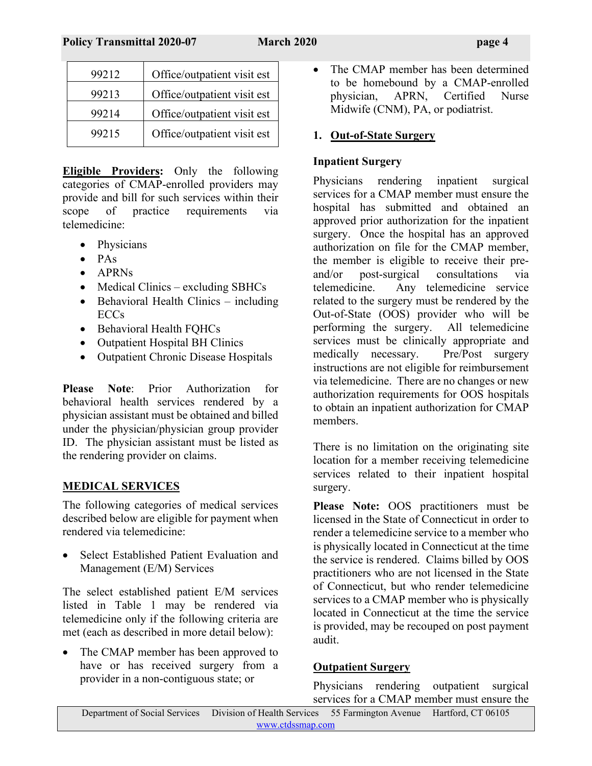| | |
|---|---|
| 99212 | Office/outpatient visit est |
| 99213 | Office/outpatient visit est |
| 99214 | Office/outpatient visit est |
| 99215 | Office/outpatient visit est |

**Eligible Providers:** Only the following categories of CMAP-enrolled providers may provide and bill for such services within their scope of practice requirements via telemedicine:

- Physicians
- PAs
- APRNs
- Medical Clinics – excluding SBHCs
- Behavioral Health Clinics – including ECCs
- Behavioral Health FQHCs
- Outpatient Hospital BH Clinics
- Outpatient Chronic Disease Hospitals

**Please Note**: Prior Authorization for behavioral health services rendered by a physician assistant must be obtained and billed under the physician/physician group provider ID. The physician assistant must be listed as the rendering provider on claims.

## MEDICAL SERVICES

The following categories of medical services described below are eligible for payment when rendered via telemedicine:

- Select Established Patient Evaluation and Management (E/M) Services

The select established patient E/M services listed in Table 1 may be rendered via telemedicine only if the following criteria are met (each as described in more detail below):

- The CMAP member has been approved to have or has received surgery from a provider in a non-contiguous state; or
- The CMAP member has been determined to be homebound by a CMAP-enrolled physician, APRN, Certified Nurse Midwife (CNM), PA, or podiatrist.

### 1. Out-of-State Surgery

**Inpatient Surgery**

Physicians rendering inpatient surgical services for a CMAP member must ensure the hospital has submitted and obtained an approved prior authorization for the inpatient surgery. Once the hospital has an approved authorization on file for the CMAP member, the member is eligible to receive their pre-and/or post-surgical consultations via telemedicine. Any telemedicine service related to the surgery must be rendered by the Out-of-State (OOS) provider who will be performing the surgery. All telemedicine services must be clinically appropriate and medically necessary. Pre/Post surgery instructions are not eligible for reimbursement via telemedicine. There are no changes or new authorization requirements for OOS hospitals to obtain an inpatient authorization for CMAP members.

There is no limitation on the originating site location for a member receiving telemedicine services related to their inpatient hospital surgery.

**Please Note:** OOS practitioners must be licensed in the State of Connecticut in order to render a telemedicine service to a member who is physically located in Connecticut at the time the service is rendered. Claims billed by OOS practitioners who are not licensed in the State of Connecticut, but who render telemedicine services to a CMAP member who is physically located in Connecticut at the time the service is provided, may be recouped on post payment audit.

**Outpatient Surgery**

Physicians rendering outpatient surgical services for a CMAP member must ensure the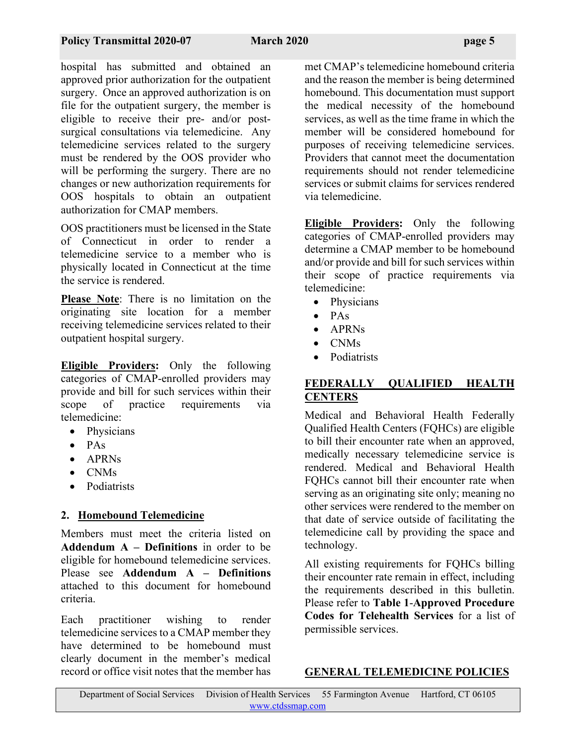hospital has submitted and obtained an approved prior authorization for the outpatient surgery. Once an approved authorization is on file for the outpatient surgery, the member is eligible to receive their pre- and/or post-surgical consultations via telemedicine. Any telemedicine services related to the surgery must be rendered by the OOS provider who will be performing the surgery. There are no changes or new authorization requirements for OOS hospitals to obtain an outpatient authorization for CMAP members.

OOS practitioners must be licensed in the State of Connecticut in order to render a telemedicine service to a member who is physically located in Connecticut at the time the service is rendered.

**Please Note**: There is no limitation on the originating site location for a member receiving telemedicine services related to their outpatient hospital surgery.

**Eligible Providers:** Only the following categories of CMAP-enrolled providers may provide and bill for such services within their scope of practice requirements via telemedicine:

- Physicians
- PAs
- APRNs
- CNMs
- Podiatrists

### 2. Homebound Telemedicine

Members must meet the criteria listed on **Addendum A – Definitions** in order to be eligible for homebound telemedicine services. Please see **Addendum A – Definitions** attached to this document for homebound criteria.

Each practitioner wishing to render telemedicine services to a CMAP member they have determined to be homebound must clearly document in the member's medical record or office visit notes that the member has met CMAP's telemedicine homebound criteria and the reason the member is being determined homebound. This documentation must support the medical necessity of the homebound services, as well as the time frame in which the member will be considered homebound for purposes of receiving telemedicine services. Providers that cannot meet the documentation requirements should not render telemedicine services or submit claims for services rendered via telemedicine.

**Eligible Providers:** Only the following categories of CMAP-enrolled providers may determine a CMAP member to be homebound and/or provide and bill for such services within their scope of practice requirements via telemedicine:

- Physicians
- PAs
- APRNs
- CNMs
- Podiatrists

## FEDERALLY QUALIFIED HEALTH CENTERS

Medical and Behavioral Health Federally Qualified Health Centers (FQHCs) are eligible to bill their encounter rate when an approved, medically necessary telemedicine service is rendered. Medical and Behavioral Health FQHCs cannot bill their encounter rate when serving as an originating site only; meaning no other services were rendered to the member on that date of service outside of facilitating the telemedicine call by providing the space and technology.

All existing requirements for FQHCs billing their encounter rate remain in effect, including the requirements described in this bulletin. Please refer to **Table 1-Approved Procedure Codes for Telehealth Services** for a list of permissible services.

## GENERAL TELEMEDICINE POLICIES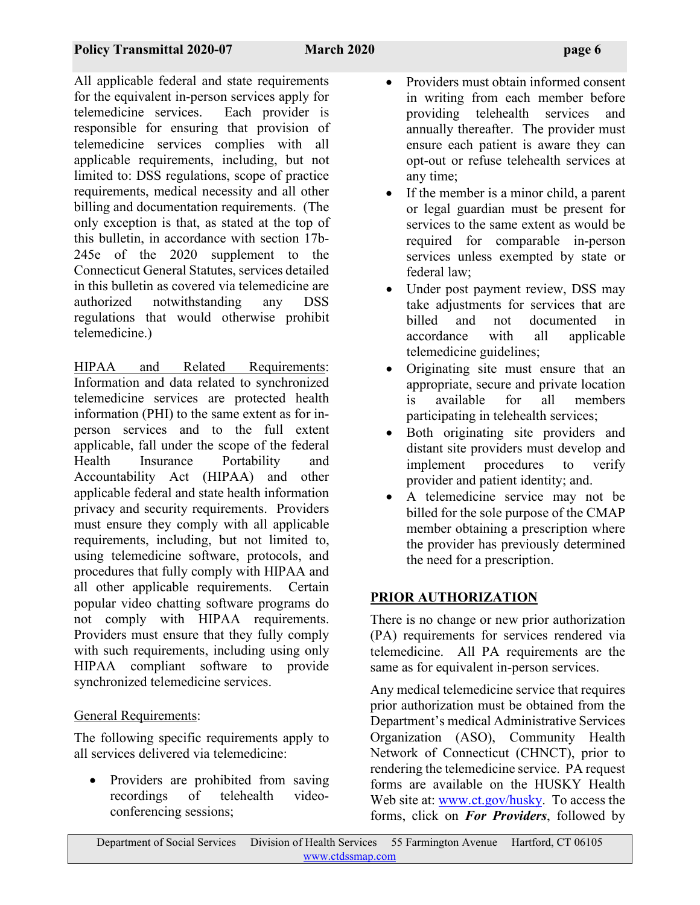All applicable federal and state requirements for the equivalent in-person services apply for telemedicine services. Each provider is responsible for ensuring that provision of telemedicine services complies with all applicable requirements, including, but not limited to: DSS regulations, scope of practice requirements, medical necessity and all other billing and documentation requirements. (The only exception is that, as stated at the top of this bulletin, in accordance with section 17b-245e of the 2020 supplement to the Connecticut General Statutes, services detailed in this bulletin as covered via telemedicine are authorized notwithstanding any DSS regulations that would otherwise prohibit telemedicine.)

HIPAA and Related Requirements: Information and data related to synchronized telemedicine services are protected health information (PHI) to the same extent as for in-person services and to the full extent applicable, fall under the scope of the federal Health Insurance Portability and Accountability Act (HIPAA) and other applicable federal and state health information privacy and security requirements. Providers must ensure they comply with all applicable requirements, including, but not limited to, using telemedicine software, protocols, and procedures that fully comply with HIPAA and all other applicable requirements. Certain popular video chatting software programs do not comply with HIPAA requirements. Providers must ensure that they fully comply with such requirements, including using only HIPAA compliant software to provide synchronized telemedicine services.

General Requirements:

The following specific requirements apply to all services delivered via telemedicine:

- Providers are prohibited from saving recordings of telehealth video-conferencing sessions;
- Providers must obtain informed consent in writing from each member before providing telehealth services and annually thereafter. The provider must ensure each patient is aware they can opt-out or refuse telehealth services at any time;
- If the member is a minor child, a parent or legal guardian must be present for services to the same extent as would be required for comparable in-person services unless exempted by state or federal law;
- Under post payment review, DSS may take adjustments for services that are billed and not documented in accordance with all applicable telemedicine guidelines;
- Originating site must ensure that an appropriate, secure and private location is available for all members participating in telehealth services;
- Both originating site providers and distant site providers must develop and implement procedures to verify provider and patient identity; and.
- A telemedicine service may not be billed for the sole purpose of the CMAP member obtaining a prescription where the provider has previously determined the need for a prescription.

## PRIOR AUTHORIZATION

There is no change or new prior authorization (PA) requirements for services rendered via telemedicine. All PA requirements are the same as for equivalent in-person services.

Any medical telemedicine service that requires prior authorization must be obtained from the Department's medical Administrative Services Organization (ASO), Community Health Network of Connecticut (CHNCT), prior to rendering the telemedicine service. PA request forms are available on the HUSKY Health Web site at: www.ct.gov/husky. To access the forms, click on ***For Providers***, followed by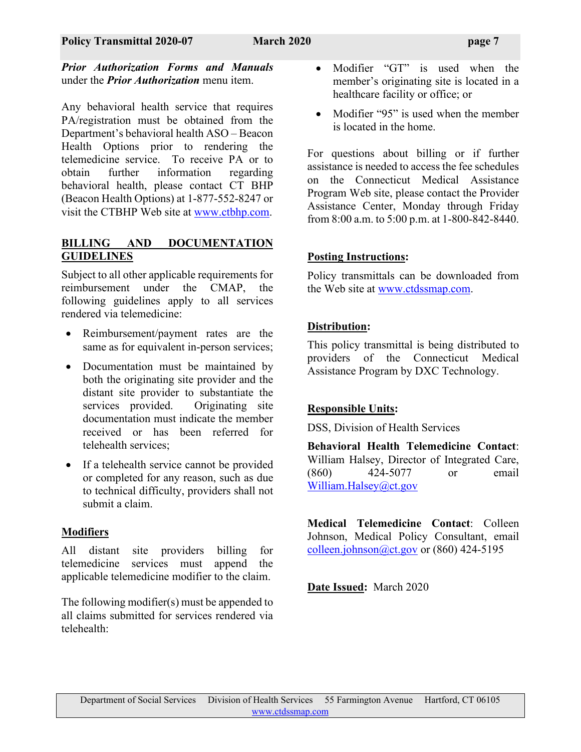***Prior Authorization Forms and Manuals*** under the ***Prior Authorization*** menu item.

Any behavioral health service that requires PA/registration must be obtained from the Department's behavioral health ASO – Beacon Health Options prior to rendering the telemedicine service. To receive PA or to obtain further information regarding behavioral health, please contact CT BHP (Beacon Health Options) at 1-877-552-8247 or visit the CTBHP Web site at www.ctbhp.com.

## BILLING AND DOCUMENTATION GUIDELINES

Subject to all other applicable requirements for reimbursement under the CMAP, the following guidelines apply to all services rendered via telemedicine:

- Reimbursement/payment rates are the same as for equivalent in-person services;
- Documentation must be maintained by both the originating site provider and the distant site provider to substantiate the services provided. Originating site documentation must indicate the member received or has been referred for telehealth services;
- If a telehealth service cannot be provided or completed for any reason, such as due to technical difficulty, providers shall not submit a claim.

## Modifiers

All distant site providers billing for telemedicine services must append the applicable telemedicine modifier to the claim.

The following modifier(s) must be appended to all claims submitted for services rendered via telehealth:

- Modifier "GT" is used when the member's originating site is located in a healthcare facility or office; or
- Modifier "95" is used when the member is located in the home.

For questions about billing or if further assistance is needed to access the fee schedules on the Connecticut Medical Assistance Program Web site, please contact the Provider Assistance Center, Monday through Friday from 8:00 a.m. to 5:00 p.m. at 1-800-842-8440.

## Posting Instructions:

Policy transmittals can be downloaded from the Web site at www.ctdssmap.com.

## Distribution:

This policy transmittal is being distributed to providers of the Connecticut Medical Assistance Program by DXC Technology.

## Responsible Units:

DSS, Division of Health Services

**Behavioral Health Telemedicine Contact**: William Halsey, Director of Integrated Care, (860) 424-5077 or email William.Halsey@ct.gov

**Medical Telemedicine Contact**: Colleen Johnson, Medical Policy Consultant, email colleen.johnson@ct.gov or (860) 424-5195

**Date Issued:** March 2020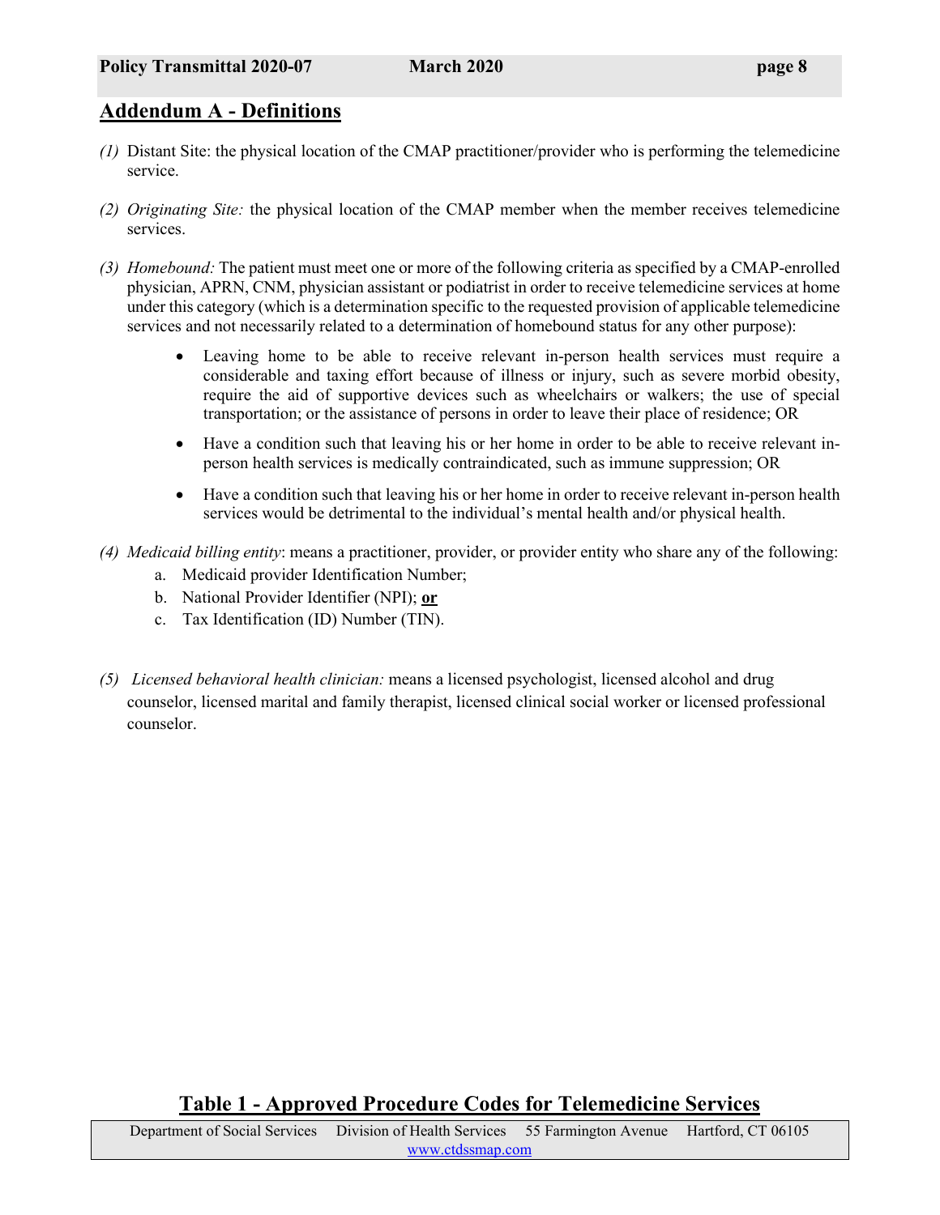## Addendum A - Definitions

*(1)* Distant Site: the physical location of the CMAP practitioner/provider who is performing the telemedicine service.

*(2) Originating Site:* the physical location of the CMAP member when the member receives telemedicine services.

*(3) Homebound:* The patient must meet one or more of the following criteria as specified by a CMAP-enrolled physician, APRN, CNM, physician assistant or podiatrist in order to receive telemedicine services at home under this category (which is a determination specific to the requested provision of applicable telemedicine services and not necessarily related to a determination of homebound status for any other purpose):

- Leaving home to be able to receive relevant in-person health services must require a considerable and taxing effort because of illness or injury, such as severe morbid obesity, require the aid of supportive devices such as wheelchairs or walkers; the use of special transportation; or the assistance of persons in order to leave their place of residence; OR
- Have a condition such that leaving his or her home in order to be able to receive relevant in-person health services is medically contraindicated, such as immune suppression; OR
- Have a condition such that leaving his or her home in order to receive relevant in-person health services would be detrimental to the individual's mental health and/or physical health.

*(4) Medicaid billing entity*: means a practitioner, provider, or provider entity who share any of the following:

a. Medicaid provider Identification Number;
b. National Provider Identifier (NPI); **or**
c. Tax Identification (ID) Number (TIN).

*(5) Licensed behavioral health clinician:* means a licensed psychologist, licensed alcohol and drug counselor, licensed marital and family therapist, licensed clinical social worker or licensed professional counselor.

## Table 1 - Approved Procedure Codes for Telemedicine Services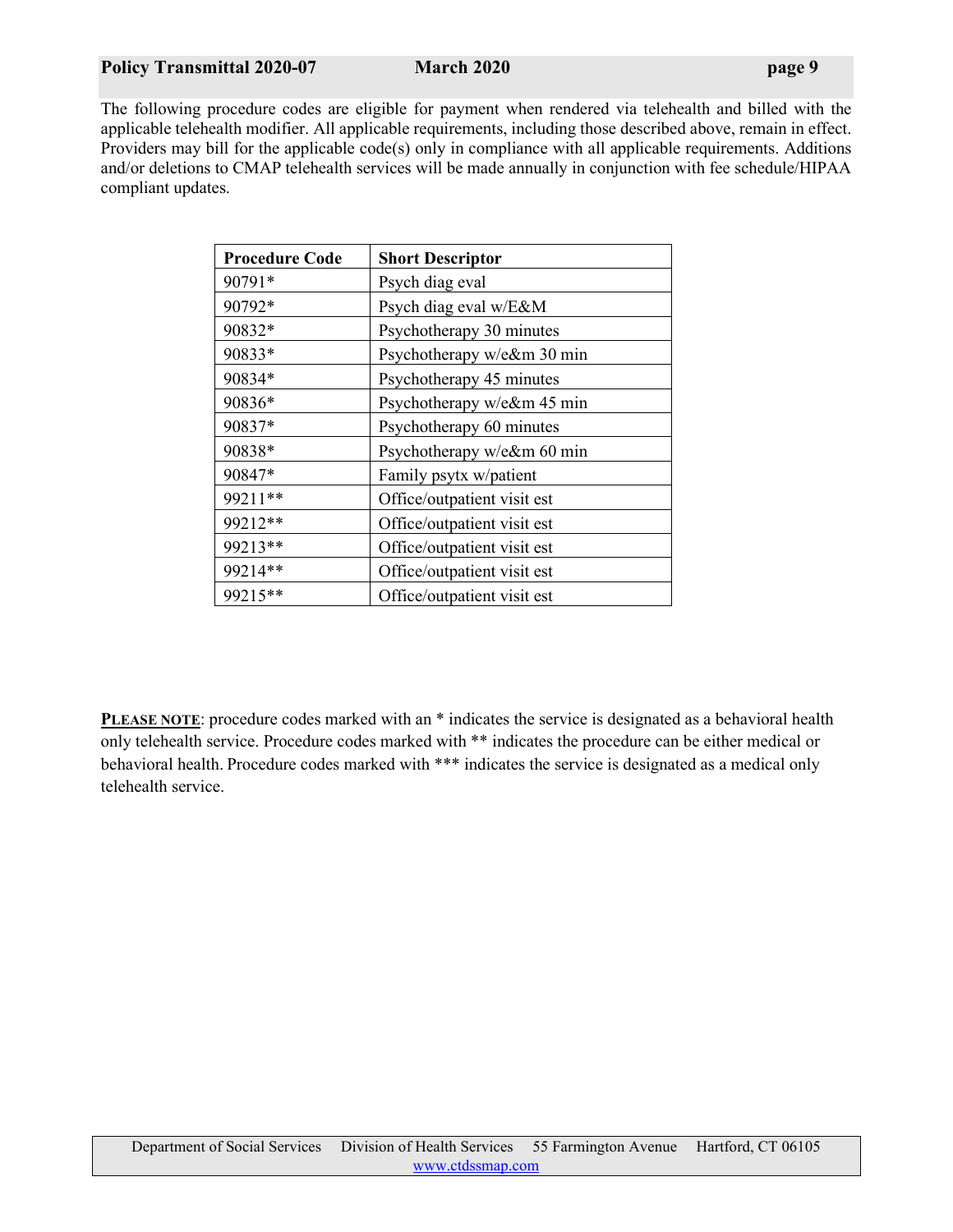The following procedure codes are eligible for payment when rendered via telehealth and billed with the applicable telehealth modifier. All applicable requirements, including those described above, remain in effect. Providers may bill for the applicable code(s) only in compliance with all applicable requirements. Additions and/or deletions to CMAP telehealth services will be made annually in conjunction with fee schedule/HIPAA compliant updates.

| Procedure Code | Short Descriptor |
|---|---|
| 90791* | Psych diag eval |
| 90792* | Psych diag eval w/E&M |
| 90832* | Psychotherapy 30 minutes |
| 90833* | Psychotherapy w/e&m 30 min |
| 90834* | Psychotherapy 45 minutes |
| 90836* | Psychotherapy w/e&m 45 min |
| 90837* | Psychotherapy 60 minutes |
| 90838* | Psychotherapy w/e&m 60 min |
| 90847* | Family psytx w/patient |
| 99211** | Office/outpatient visit est |
| 99212** | Office/outpatient visit est |
| 99213** | Office/outpatient visit est |
| 99214** | Office/outpatient visit est |
| 99215** | Office/outpatient visit est |

**PLEASE NOTE**: procedure codes marked with an * indicates the service is designated as a behavioral health only telehealth service. Procedure codes marked with ** indicates the procedure can be either medical or behavioral health. Procedure codes marked with *** indicates the service is designated as a medical only telehealth service.